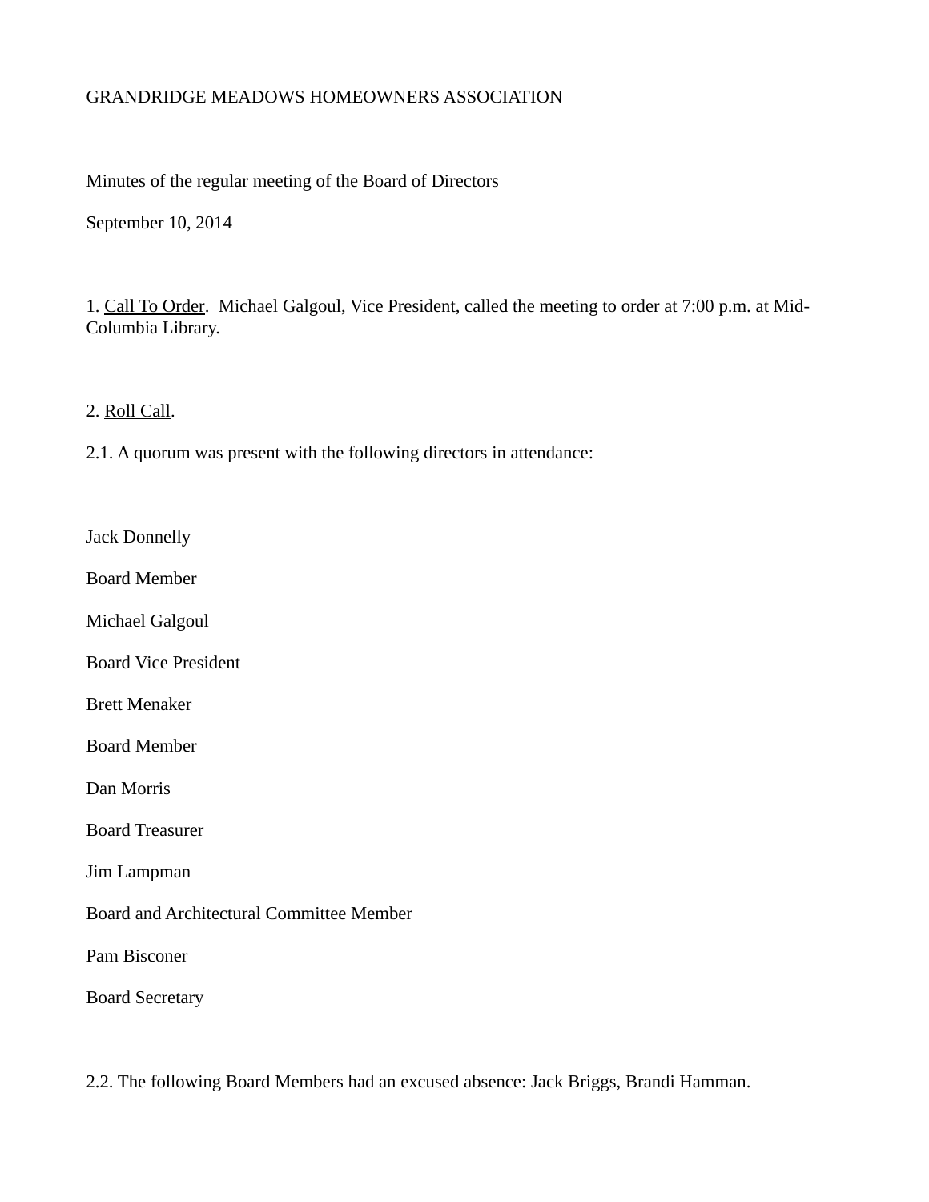GRANDRIDGE MEADOWS HOMEOWNERS ASSOCIATION

Minutes of the regular meeting of the Board of Directors

September 10, 2014

1. <u>Call To Order</u>. Michael Galgoul, Vice President, called the meeting to order at 7:00 p.m. at Mid-Columbia Library.

2. <u>Roll Call</u>.

2.1. A quorum was present with the following directors in attendance:

Jack Donnelly

Board Member

Michael Galgoul

Board Vice President

Brett Menaker

Board Member

Dan Morris

Board Treasurer

Jim Lampman

Board and Architectural Committee Member

Pam Bisconer

Board Secretary

2.2. The following Board Members had an excused absence: Jack Briggs, Brandi Hamman.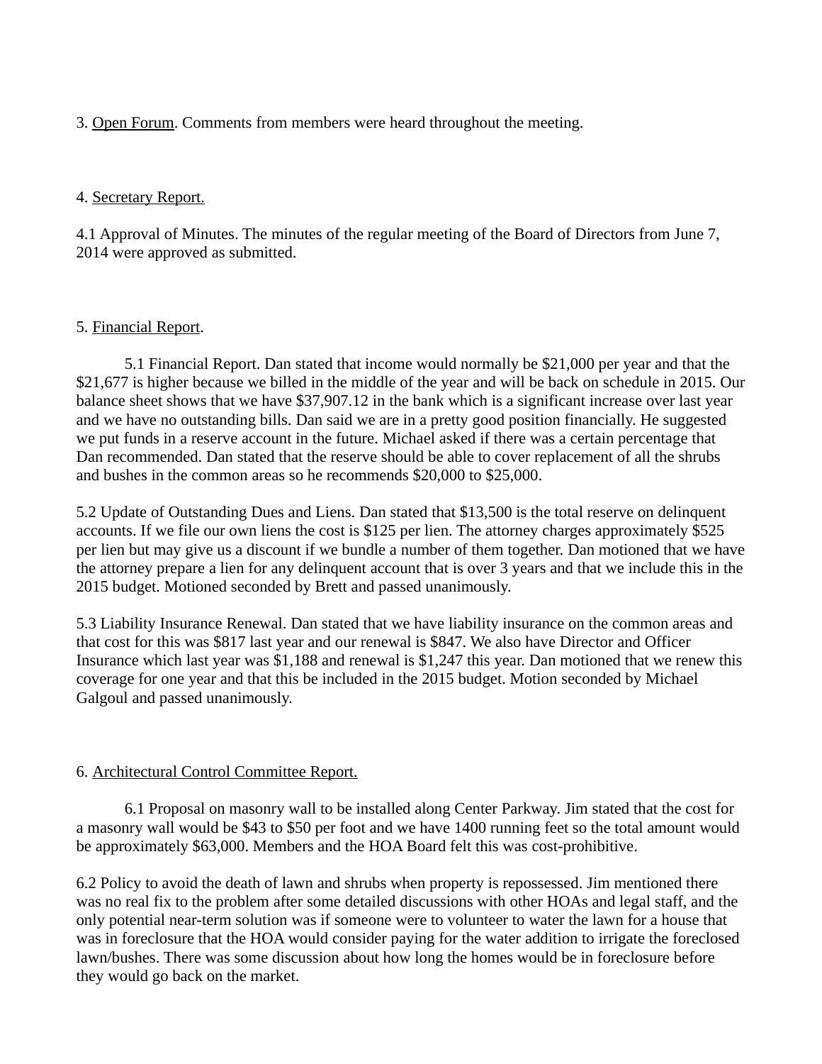3. <u>Open Forum</u>. Comments from members were heard throughout the meeting.

4. <u>Secretary Report.</u>

4.1 Approval of Minutes. The minutes of the regular meeting of the Board of Directors from June 7, 2014 were approved as submitted.

5. <u>Financial Report</u>.

5.1 Financial Report. Dan stated that income would normally be $21,000 per year and that the $21,677 is higher because we billed in the middle of the year and will be back on schedule in 2015. Our balance sheet shows that we have $37,907.12 in the bank which is a significant increase over last year and we have no outstanding bills. Dan said we are in a pretty good position financially. He suggested we put funds in a reserve account in the future. Michael asked if there was a certain percentage that Dan recommended. Dan stated that the reserve should be able to cover replacement of all the shrubs and bushes in the common areas so he recommends $20,000 to $25,000.

5.2 Update of Outstanding Dues and Liens. Dan stated that $13,500 is the total reserve on delinquent accounts. If we file our own liens the cost is $125 per lien. The attorney charges approximately $525 per lien but may give us a discount if we bundle a number of them together. Dan motioned that we have the attorney prepare a lien for any delinquent account that is over 3 years and that we include this in the 2015 budget. Motioned seconded by Brett and passed unanimously.

5.3 Liability Insurance Renewal. Dan stated that we have liability insurance on the common areas and that cost for this was $817 last year and our renewal is $847. We also have Director and Officer Insurance which last year was $1,188 and renewal is $1,247 this year. Dan motioned that we renew this coverage for one year and that this be included in the 2015 budget. Motion seconded by Michael Galgoul and passed unanimously.

6. <u>Architectural Control Committee Report.</u>

6.1 Proposal on masonry wall to be installed along Center Parkway. Jim stated that the cost for a masonry wall would be $43 to $50 per foot and we have 1400 running feet so the total amount would be approximately $63,000. Members and the HOA Board felt this was cost-prohibitive.

6.2 Policy to avoid the death of lawn and shrubs when property is repossessed. Jim mentioned there was no real fix to the problem after some detailed discussions with other HOAs and legal staff, and the only potential near-term solution was if someone were to volunteer to water the lawn for a house that was in foreclosure that the HOA would consider paying for the water addition to irrigate the foreclosed lawn/bushes. There was some discussion about how long the homes would be in foreclosure before they would go back on the market.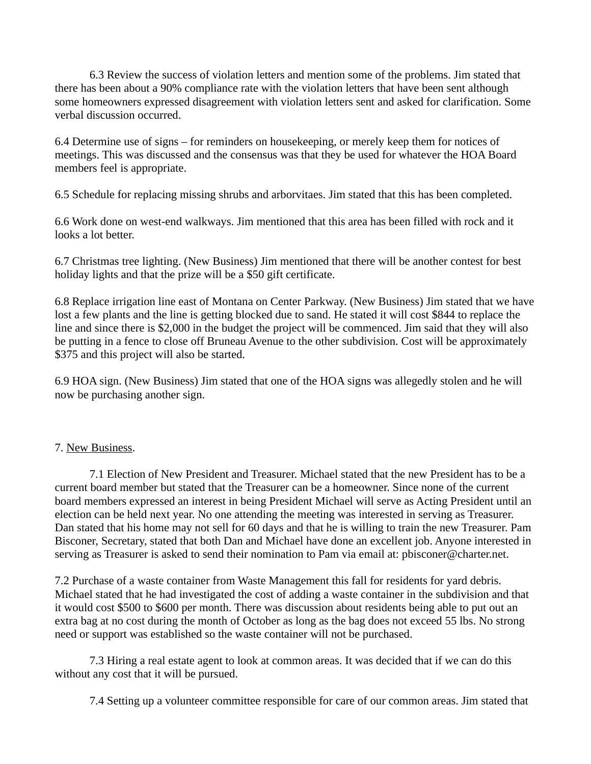6.3 Review the success of violation letters and mention some of the problems. Jim stated that there has been about a 90% compliance rate with the violation letters that have been sent although some homeowners expressed disagreement with violation letters sent and asked for clarification. Some verbal discussion occurred.

6.4 Determine use of signs – for reminders on housekeeping, or merely keep them for notices of meetings. This was discussed and the consensus was that they be used for whatever the HOA Board members feel is appropriate.

6.5 Schedule for replacing missing shrubs and arborvitaes. Jim stated that this has been completed.

6.6 Work done on west-end walkways. Jim mentioned that this area has been filled with rock and it looks a lot better.

6.7 Christmas tree lighting. (New Business) Jim mentioned that there will be another contest for best holiday lights and that the prize will be a $50 gift certificate.

6.8 Replace irrigation line east of Montana on Center Parkway. (New Business) Jim stated that we have lost a few plants and the line is getting blocked due to sand. He stated it will cost $844 to replace the line and since there is $2,000 in the budget the project will be commenced. Jim said that they will also be putting in a fence to close off Bruneau Avenue to the other subdivision. Cost will be approximately $375 and this project will also be started.

6.9 HOA sign. (New Business) Jim stated that one of the HOA signs was allegedly stolen and he will now be purchasing another sign.

7. New Business.

7.1 Election of New President and Treasurer. Michael stated that the new President has to be a current board member but stated that the Treasurer can be a homeowner. Since none of the current board members expressed an interest in being President Michael will serve as Acting President until an election can be held next year. No one attending the meeting was interested in serving as Treasurer. Dan stated that his home may not sell for 60 days and that he is willing to train the new Treasurer. Pam Bisconer, Secretary, stated that both Dan and Michael have done an excellent job. Anyone interested in serving as Treasurer is asked to send their nomination to Pam via email at: pbisconer@charter.net.

7.2 Purchase of a waste container from Waste Management this fall for residents for yard debris. Michael stated that he had investigated the cost of adding a waste container in the subdivision and that it would cost $500 to $600 per month. There was discussion about residents being able to put out an extra bag at no cost during the month of October as long as the bag does not exceed 55 lbs. No strong need or support was established so the waste container will not be purchased.

7.3 Hiring a real estate agent to look at common areas. It was decided that if we can do this without any cost that it will be pursued.

7.4 Setting up a volunteer committee responsible for care of our common areas. Jim stated that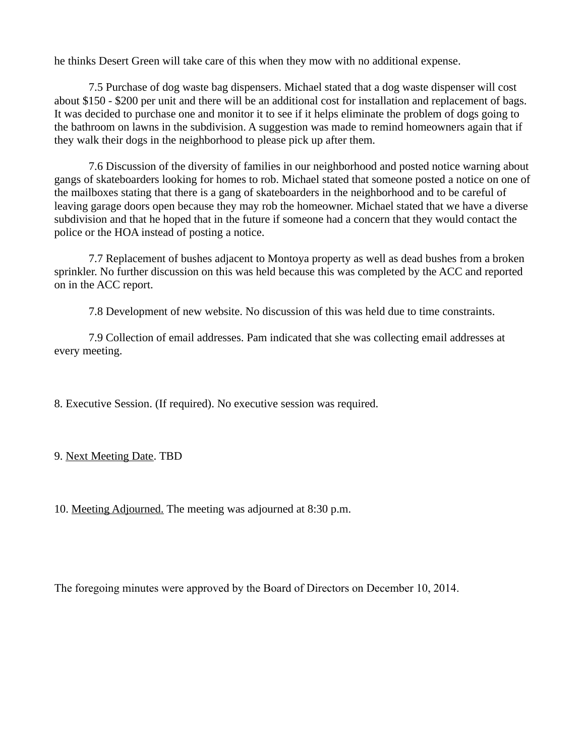he thinks Desert Green will take care of this when they mow with no additional expense.

7.5 Purchase of dog waste bag dispensers. Michael stated that a dog waste dispenser will cost about $150 - $200 per unit and there will be an additional cost for installation and replacement of bags. It was decided to purchase one and monitor it to see if it helps eliminate the problem of dogs going to the bathroom on lawns in the subdivision. A suggestion was made to remind homeowners again that if they walk their dogs in the neighborhood to please pick up after them.

7.6 Discussion of the diversity of families in our neighborhood and posted notice warning about gangs of skateboarders looking for homes to rob. Michael stated that someone posted a notice on one of the mailboxes stating that there is a gang of skateboarders in the neighborhood and to be careful of leaving garage doors open because they may rob the homeowner. Michael stated that we have a diverse subdivision and that he hoped that in the future if someone had a concern that they would contact the police or the HOA instead of posting a notice.

7.7 Replacement of bushes adjacent to Montoya property as well as dead bushes from a broken sprinkler. No further discussion on this was held because this was completed by the ACC and reported on in the ACC report.

7.8 Development of new website. No discussion of this was held due to time constraints.

7.9 Collection of email addresses. Pam indicated that she was collecting email addresses at every meeting.

8. Executive Session. (If required). No executive session was required.

9. <u>Next Meeting Date</u>. TBD

10. <u>Meeting Adjourned.</u> The meeting was adjourned at 8:30 p.m.

The foregoing minutes were approved by the Board of Directors on December 10, 2014.